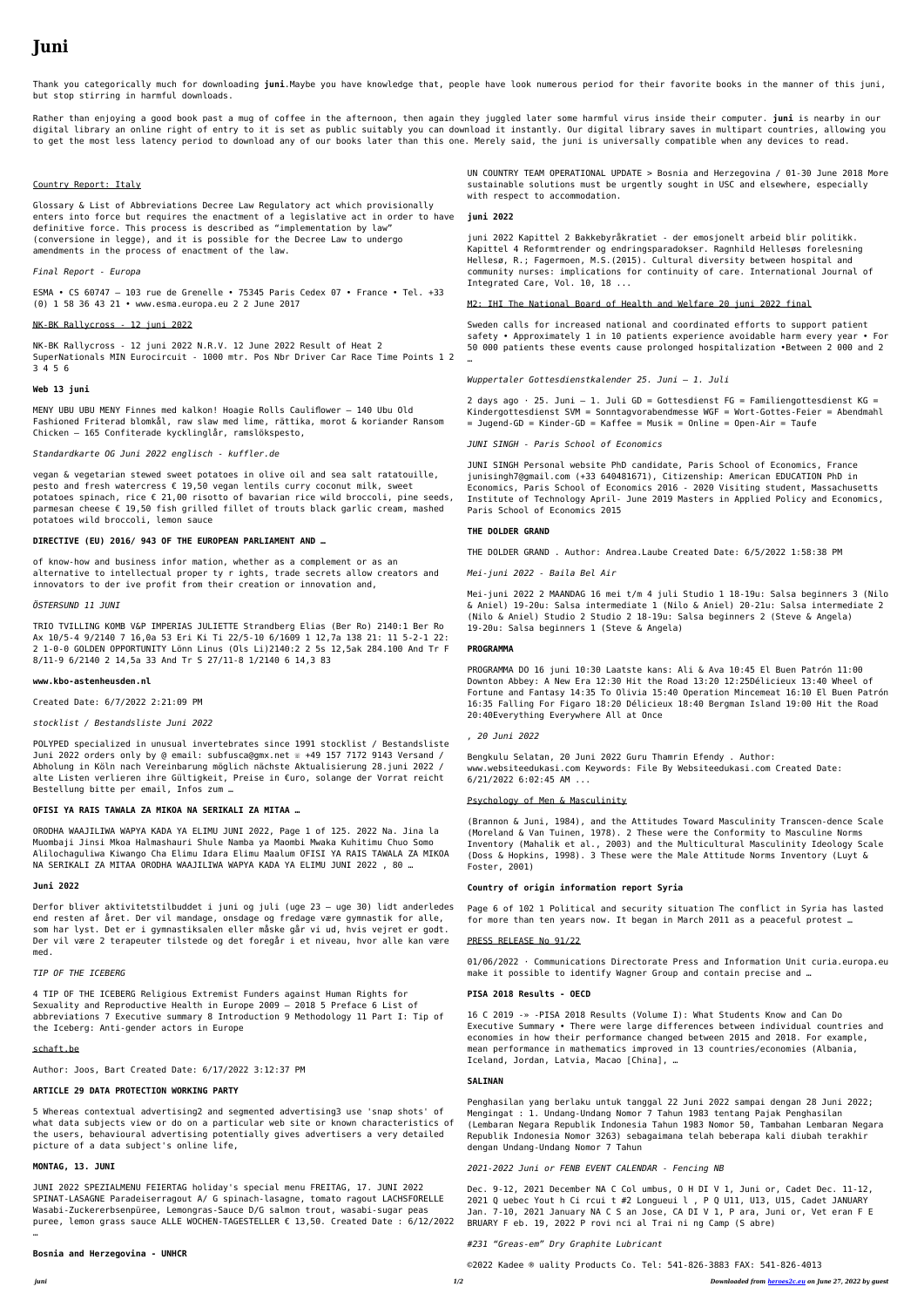# Juni

Thank you categorically much for downloading **juni**.Maybe you have knowledge that, people have look numerous period for their favorite books in the manner of this juni, but stop stirring in harmful downloads.

Rather than enjoying a good book past a mug of coffee in the afternoon, then again they juggled later some harmful virus inside their computer. **juni** is nearby in our digital library an online right of entry to it is set as public suitably you can download it instantly. Our digital library saves in multipart countries, allowing you to get the most less latency period to download any of our books later than this one. Merely said, the juni is universally compatible when any devices to read.

Country Report: Italy

Glossary & List of Abbreviations Decree Law Regulatory act which provisionally enters into force but requires the enactment of a legislative act in order to have definitive force. This process is described as "implementation by law" (conversione in legge), and it is possible for the Decree Law to undergo amendments in the process of enactment of the law.

*Final Report - Europa*

ESMA • CS 60747 – 103 rue de Grenelle • 75345 Paris Cedex 07 • France • Tel. +33 (0) 1 58 36 43 21 • www.esma.europa.eu 2 2 June 2017

NK-BK Rallycross - 12 juni 2022

NK-BK Rallycross - 12 juni 2022 N.R.V. 12 June 2022 Result of Heat 2 SuperNationals MIN Eurocircuit - 1000 mtr. Pos Nbr Driver Car Race Time Points 1 2 3 4 5 6

**Web 13 juni**

MENY UBU UBU MENY Finnes med kalkon! Hoagie Rolls Cauliflower – 140 Ubu Old Fashioned Friterad blomkål, raw slaw med lime, rättika, morot & koriander Ransom Chicken – 165 Confiterade kycklinglår, ramslökspesto,

*Standardkarte OG Juni 2022 englisch - kuffler.de*

vegan & vegetarian stewed sweet potatoes in olive oil and sea salt ratatouille, pesto and fresh watercress € 19,50 vegan lentils curry coconut milk, sweet potatoes spinach, rice € 21,00 risotto of bavarian rice wild broccoli, pine seeds, parmesan cheese € 19,50 fish grilled fillet of trouts black garlic cream, mashed potatoes wild broccoli, lemon sauce

**DIRECTIVE (EU) 2016/ 943 OF THE EUROPEAN PARLIAMENT AND …**

of know-how and business infor mation, whether as a complement or as an alternative to intellectual proper ty r ights, trade secrets allow creators and innovators to der ive profit from their creation or innovation and,

*ÖSTERSUND 11 JUNI*

TRIO TVILLING KOMB V&P IMPERIAS JULIETTE Strandberg Elias (Ber Ro) 2140:1 Ber Ro Ax 10/5-4 9/2140 7 16,0a 53 Eri Ki Ti 22/5-10 6/1609 1 12,7a 138 21: 11 5-2-1 22: 2 1-0-0 GOLDEN OPPORTUNITY Lönn Linus (Ols Li)2140:2 2 5s 12,5ak 284.100 And Tr F 8/11-9 6/2140 2 14,5a 33 And Tr S 27/11-8 1/2140 6 14,3 83

**www.kbo-astenheusden.nl**

Created Date: 6/7/2022 2:21:09 PM

*stocklist / Bestandsliste Juni 2022*

POLYPED specialized in unusual invertebrates since 1991 stocklist / Bestandsliste Juni 2022 orders only by @ email: subfusca@gmx.net ☏ +49 157 7172 9143 Versand / Abholung in Köln nach Vereinbarung möglich nächste Aktualisierung 28.juni 2022 / alte Listen verlieren ihre Gültigkeit, Preise in €uro, solange der Vorrat reicht Bestellung bitte per email, Infos zum …

**OFISI YA RAIS TAWALA ZA MIKOA NA SERIKALI ZA MITAA …**

ORODHA WAAJILIWA WAPYA KADA YA ELIMU JUNI 2022, Page 1 of 125. 2022 Na. Jina la Muombaji Jinsi Mkoa Halmashauri Shule Namba ya Maombi Mwaka Kuhitimu Chuo Somo Alilochaguliwa Kiwango Cha Elimu Idara Elimu Maalum OFISI YA RAIS TAWALA ZA MIKOA NA SERIKALI ZA MITAA ORODHA WAAJILIWA WAPYA KADA YA ELIMU JUNI 2022 , 80 …

**Juni 2022**

Derfor bliver aktivitetstilbuddet i juni og juli (uge 23 – uge 30) lidt anderledes end resten af året. Der vil mandage, onsdage og fredage være gymnastik for alle, som har lyst. Det er i gymnastiksalen eller måske går vi ud, hvis vejret er godt. Der vil være 2 terapeuter tilstede og det foregår i et niveau, hvor alle kan være med.

*TIP OF THE ICEBERG*

4 TIP OF THE ICEBERG Religious Extremist Funders against Human Rights for Sexuality and Reproductive Health in Europe 2009 – 2018 5 Preface 6 List of abbreviations 7 Executive summary 8 Introduction 9 Methodology 11 Part I: Tip of the Iceberg: Anti-gender actors in Europe

schaft.be

Author: Joos, Bart Created Date: 6/17/2022 3:12:37 PM

**ARTICLE 29 DATA PROTECTION WORKING PARTY**

5 Whereas contextual advertising2 and segmented advertising3 use 'snap shots' of what data subjects view or do on a particular web site or known characteristics of the users, behavioural advertising potentially gives advertisers a very detailed picture of a data subject's online life,

**MONTAG, 13. JUNI**

JUNI 2022 SPEZIALMENU FEIERTAG holiday's special menu FREITAG, 17. JUNI 2022 SPINAT-LASAGNE Paradeiserragout A/ G spinach-lasagne, tomato ragout LACHSFORELLE Wasabi-Zuckererbsenpüree, Lemongras-Sauce D/G salmon trout, wasabi-sugar peas puree, lemon grass sauce ALLE WOCHEN-TAGESTELLER € 13,50. Created Date : 6/12/2022 …

**Bosnia and Herzegovina - UNHCR**

UN COUNTRY TEAM OPERATIONAL UPDATE > Bosnia and Herzegovina / 01-30 June 2018 More sustainable solutions must be urgently sought in USC and elsewhere, especially with respect to accommodation.

**juni 2022**

juni 2022 Kapittel 2 Bakkebyråkratiet - der emosjonelt arbeid blir politikk. Kapittel 4 Reformtrender og endringsparadokser. Ragnhild Hellesøs forelesning Hellesø, R.; Fagermoen, M.S.(2015). Cultural diversity between hospital and community nurses: implications for continuity of care. International Journal of Integrated Care, Vol. 10, 18 ...

M2: IHI The National Board of Health and Welfare 20 juni 2022 final

Sweden calls for increased national and coordinated efforts to support patient safety • Approximately 1 in 10 patients experience avoidable harm every year • For 50 000 patients these events cause prolonged hospitalization •Between 2 000 and 2 …

*Wuppertaler Gottesdienstkalender 25. Juni – 1. Juli*

2 days ago · 25. Juni – 1. Juli GD = Gottesdienst FG = Familiengottesdienst KG = Kindergottesdienst SVM = Sonntagvorabendmesse WGF = Wort-Gottes-Feier = Abendmahl = Jugend-GD = Kinder-GD = Kaffee = Musik = Online = Open-Air = Taufe

*JUNI SINGH - Paris School of Economics*

JUNI SINGH Personal website PhD candidate, Paris School of Economics, France junisingh7@gmail.com (+33 640481671), Citizenship: American EDUCATION PhD in Economics, Paris School of Economics 2016 - 2020 Visiting student, Massachusetts Institute of Technology April- June 2019 Masters in Applied Policy and Economics, Paris School of Economics 2015

**THE DOLDER GRAND**

THE DOLDER GRAND . Author: Andrea.Laube Created Date: 6/5/2022 1:58:38 PM

*Mei-juni 2022 - Baila Bel Air*

Mei-juni 2022 2 MAANDAG 16 mei t/m 4 juli Studio 1 18-19u: Salsa beginners 3 (Nilo & Aniel) 19-20u: Salsa intermediate 1 (Nilo & Aniel) 20-21u: Salsa intermediate 2 (Nilo & Aniel) Studio 2 Studio 2 18-19u: Salsa beginners 2 (Steve & Angela) 19-20u: Salsa beginners 1 (Steve & Angela)

**PROGRAMMA**

PROGRAMMA DO 16 juni 10:30 Laatste kans: Ali & Ava 10:45 El Buen Patrón 11:00 Downton Abbey: A New Era 12:30 Hit the Road 13:20 12:25Délicieux 13:40 Wheel of Fortune and Fantasy 14:35 To Olivia 15:40 Operation Mincemeat 16:10 El Buen Patrón 16:35 Falling For Figaro 18:20 Délicieux 18:40 Bergman Island 19:00 Hit the Road 20:40Everything Everywhere All at Once

*, 20 Juni 2022*

Bengkulu Selatan, 20 Juni 2022 Guru Thamrin Efendy . Author: www.websiteedukasi.com Keywords: File By Websiteedukasi.com Created Date: 6/21/2022 6:02:45 AM ...

Psychology of Men & Masculinity

(Brannon & Juni, 1984), and the Attitudes Toward Masculinity Transcen-dence Scale (Moreland & Van Tuinen, 1978). 2 These were the Conformity to Masculine Norms Inventory (Mahalik et al., 2003) and the Multicultural Masculinity Ideology Scale (Doss & Hopkins, 1998). 3 These were the Male Attitude Norms Inventory (Luyt & Foster, 2001)

**Country of origin information report Syria**

Page 6 of 102 1 Political and security situation The conflict in Syria has lasted for more than ten years now. It began in March 2011 as a peaceful protest …

PRESS RELEASE No 91/22

01/06/2022 · Communications Directorate Press and Information Unit curia.europa.eu make it possible to identify Wagner Group and contain precise and …

**PISA 2018 Results - OECD**

16 C 2019 -» -PISA 2018 Results (Volume I): What Students Know and Can Do Executive Summary • There were large differences between individual countries and economies in how their performance changed between 2015 and 2018. For example, mean performance in mathematics improved in 13 countries/economies (Albania, Iceland, Jordan, Latvia, Macao [China], …

**SALINAN**

Penghasilan yang berlaku untuk tanggal 22 Juni 2022 sampai dengan 28 Juni 2022; Mengingat : 1. Undang-Undang Nomor 7 Tahun 1983 tentang Pajak Penghasilan (Lembaran Negara Republik Indonesia Tahun 1983 Nomor 50, Tambahan Lembaran Negara Republik Indonesia Nomor 3263) sebagaimana telah beberapa kali diubah terakhir dengan Undang-Undang Nomor 7 Tahun

*2021-2022 Juni or FENB EVENT CALENDAR - Fencing NB*

Dec. 9-12, 2021 December NA C Col umbus, O H DI V 1, Juni or, Cadet Dec. 11-12, 2021 Q uebec Yout h Ci rcui t #2 Longueui l , P Q U11, U13, U15, Cadet JANUARY Jan. 7-10, 2021 January NA C S an Jose, CA DI V 1, P ara, Juni or, Vet eran F E BRUARY F eb. 19, 2022 P rovi nci al Trai ni ng Camp (S abre)

*#231 "Greas-em" Dry Graphite Lubricant*

©2022 Kadee ® uality Products Co. Tel: 541-826-3883 FAX: 541-826-4013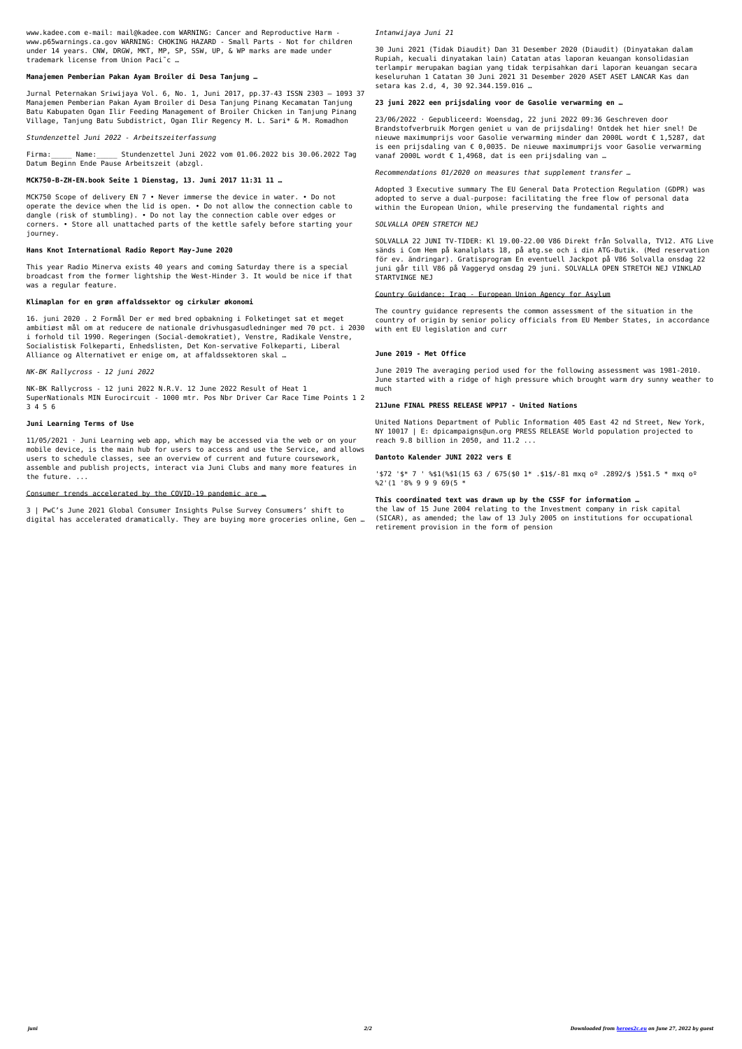www.kadee.com e-mail: mail@kadee.com WARNING: Cancer and Reproductive Harm - www.p65warnings.ca.gov WARNING: CHOKING HAZARD - Small Parts - Not for children under 14 years. CNW, DRGW, MKT, MP, SP, SSW, UP, & WP marks are made under trademark license from Union Paci˜c …

**Manajemen Pemberian Pakan Ayam Broiler di Desa Tanjung …**

Jurnal Peternakan Sriwijaya Vol. 6, No. 1, Juni 2017, pp.37-43 ISSN 2303 – 1093 37 Manajemen Pemberian Pakan Ayam Broiler di Desa Tanjung Pinang Kecamatan Tanjung Batu Kabupaten Ogan Ilir Feeding Management of Broiler Chicken in Tanjung Pinang Village, Tanjung Batu Subdistrict, Ogan Ilir Regency M. L. Sari* & M. Romadhon

*Stundenzettel Juni 2022 - Arbeitszeiterfassung*

Firma:_____ Name:_____ Stundenzettel Juni 2022 vom 01.06.2022 bis 30.06.2022 Tag Datum Beginn Ende Pause Arbeitszeit (abzgl.

**MCK750-B-ZH-EN.book Seite 1 Dienstag, 13. Juni 2017 11:31 11 …**

MCK750 Scope of delivery EN 7 • Never immerse the device in water. • Do not operate the device when the lid is open. • Do not allow the connection cable to dangle (risk of stumbling). • Do not lay the connection cable over edges or corners. • Store all unattached parts of the kettle safely before starting your journey.

**Hans Knot International Radio Report May-June 2020**

This year Radio Minerva exists 40 years and coming Saturday there is a special broadcast from the former lightship the West-Hinder 3. It would be nice if that was a regular feature.

**Klimaplan for en grøn affaldssektor og cirkulær økonomi**

16. juni 2020 . 2 Formål Der er med bred opbakning i Folketinget sat et meget ambitiøst mål om at reducere de nationale drivhusgasudledninger med 70 pct. i 2030 i forhold til 1990. Regeringen (Social-demokratiet), Venstre, Radikale Venstre, Socialistisk Folkeparti, Enhedslisten, Det Kon-servative Folkeparti, Liberal Alliance og Alternativet er enige om, at affaldssektoren skal …

*NK-BK Rallycross - 12 juni 2022*

NK-BK Rallycross - 12 juni 2022 N.R.V. 12 June 2022 Result of Heat 1 SuperNationals MIN Eurocircuit - 1000 mtr. Pos Nbr Driver Car Race Time Points 1 2 3 4 5 6

**Juni Learning Terms of Use**

11/05/2021 · Juni Learning web app, which may be accessed via the web or on your mobile device, is the main hub for users to access and use the Service, and allows users to schedule classes, see an overview of current and future coursework, assemble and publish projects, interact via Juni Clubs and many more features in the future. ...

Consumer trends accelerated by the COVID-19 pandemic are …

3 | PwC's June 2021 Global Consumer Insights Pulse Survey Consumers' shift to digital has accelerated dramatically. They are buying more groceries online, Gen …

*Intanwijaya Juni 21*

30 Juni 2021 (Tidak Diaudit) Dan 31 Desember 2020 (Diaudit) (Dinyatakan dalam Rupiah, kecuali dinyatakan lain) Catatan atas laporan keuangan konsolidasian terlampir merupakan bagian yang tidak terpisahkan dari laporan keuangan secara keseluruhan 1 Catatan 30 Juni 2021 31 Desember 2020 ASET ASET LANCAR Kas dan setara kas 2.d, 4, 30 92.344.159.016 …

**23 juni 2022 een prijsdaling voor de Gasolie verwarming en …**

23/06/2022 · Gepubliceerd: Woensdag, 22 juni 2022 09:36 Geschreven door Brandstofverbruik Morgen geniet u van de prijsdaling! Ontdek het hier snel! De nieuwe maximumprijs voor Gasolie verwarming minder dan 2000L wordt € 1,5287, dat is een prijsdaling van € 0,0035. De nieuwe maximumprijs voor Gasolie verwarming vanaf 2000L wordt € 1,4968, dat is een prijsdaling van …

*Recommendations 01/2020 on measures that supplement transfer …*

Adopted 3 Executive summary The EU General Data Protection Regulation (GDPR) was adopted to serve a dual-purpose: facilitating the free flow of personal data within the European Union, while preserving the fundamental rights and

*SOLVALLA OPEN STRETCH NEJ*

SOLVALLA 22 JUNI TV-TIDER: Kl 19.00-22.00 V86 Direkt från Solvalla, TV12. ATG Live sänds i Com Hem på kanalplats 18, på atg.se och i din ATG-Butik. (Med reservation för ev. ändringar). Gratisprogram En eventuell Jackpot på V86 Solvalla onsdag 22 juni går till V86 på Vaggeryd onsdag 29 juni. SOLVALLA OPEN STRETCH NEJ VINKLAD STARTVINGE NEJ

Country Guidance: Iraq - European Union Agency for Asylum

The country guidance represents the common assessment of the situation in the country of origin by senior policy officials from EU Member States, in accordance with ent EU legislation and curr

**June 2019 - Met Office**

June 2019 The averaging period used for the following assessment was 1981-2010. June started with a ridge of high pressure which brought warm dry sunny weather to much

**21June FINAL PRESS RELEASE WPP17 - United Nations**

United Nations Department of Public Information 405 East 42 nd Street, New York, NY 10017 | E: dpicampaigns@un.org PRESS RELEASE World population projected to reach 9.8 billion in 2050, and 11.2 ...

**Dantoto Kalender JUNI 2022 vers E**

'$72 '$* 7 ' %$1(%$1(15 63 / 675($0 1* .$1$/-81 mxq oº .2892/$ )5$1.5 * mxq oº %2'(1 '8% 9 9 9 69(5 *

**This coordinated text was drawn up by the CSSF for information …**

the law of 15 June 2004 relating to the Investment company in risk capital (SICAR), as amended; the law of 13 July 2005 on institutions for occupational retirement provision in the form of pension